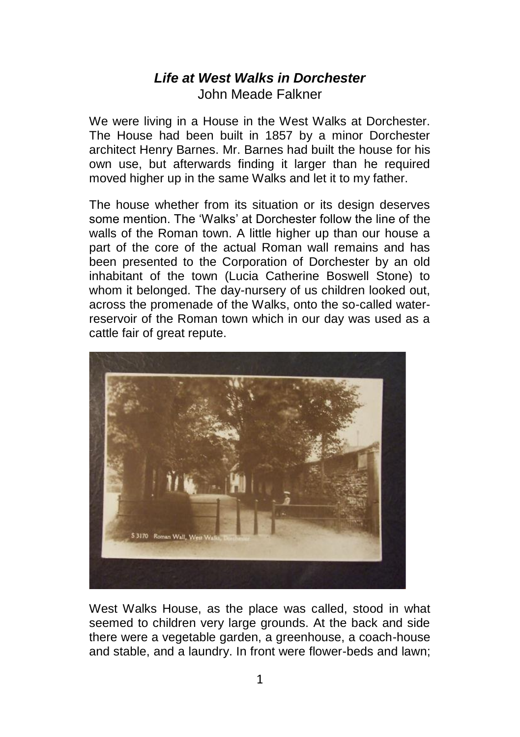# *Life at West Walks in Dorchester*

John Meade Falkner

We were living in a House in the West Walks at Dorchester. The House had been built in 1857 by a minor Dorchester architect Henry Barnes. Mr. Barnes had built the house for his own use, but afterwards finding it larger than he required moved higher up in the same Walks and let it to my father.

The house whether from its situation or its design deserves some mention. The 'Walks' at Dorchester follow the line of the walls of the Roman town. A little higher up than our house a part of the core of the actual Roman wall remains and has been presented to the Corporation of Dorchester by an old inhabitant of the town (Lucia Catherine Boswell Stone) to whom it belonged. The day-nursery of us children looked out, across the promenade of the Walks, onto the so-called water-reservoir of the Roman town which in our day was used as a cattle fair of great repute.

West Walks House, as the place was called, stood in what seemed to children very large grounds. At the back and side there were a vegetable garden, a greenhouse, a coach-house and stable, and a laundry. In front were flower-beds and lawn;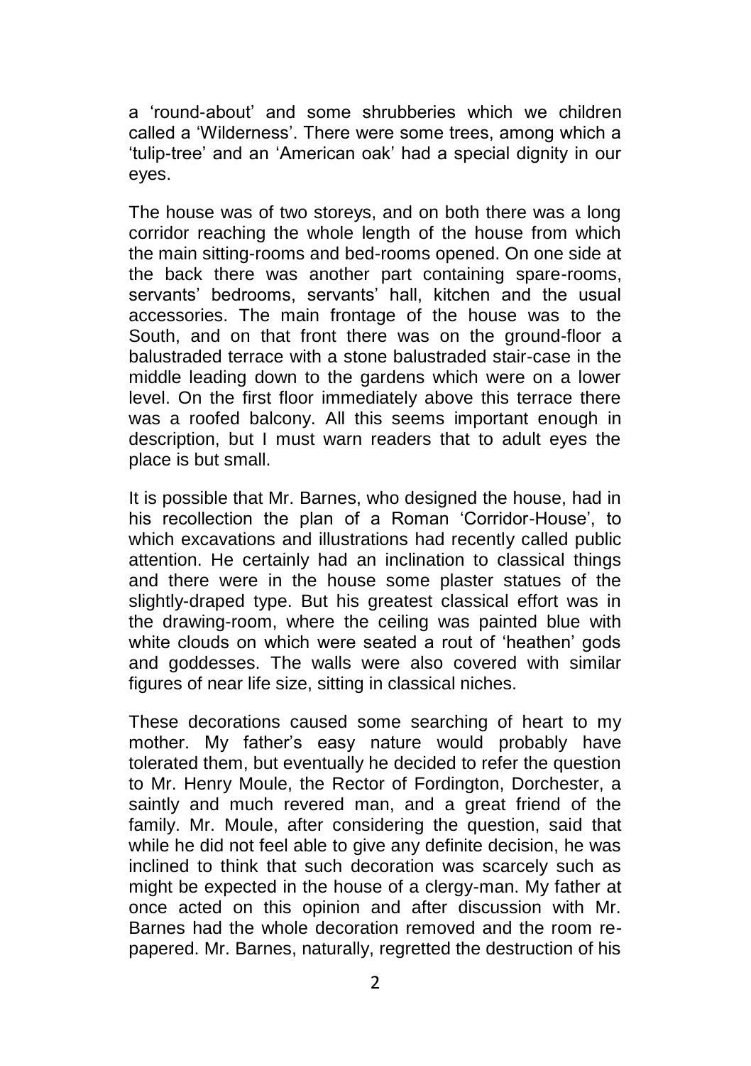a ‘round-about’ and some shrubberies which we children called a ‘Wilderness’. There were some trees, among which a ‘tulip-tree’ and an ‘American oak’ had a special dignity in our eyes.

The house was of two storeys, and on both there was a long corridor reaching the whole length of the house from which the main sitting-rooms and bed-rooms opened. On one side at the back there was another part containing spare-rooms, servants’ bedrooms, servants’ hall, kitchen and the usual accessories. The main frontage of the house was to the South, and on that front there was on the ground-floor a balustraded terrace with a stone balustraded stair-case in the middle leading down to the gardens which were on a lower level. On the first floor immediately above this terrace there was a roofed balcony. All this seems important enough in description, but I must warn readers that to adult eyes the place is but small.

It is possible that Mr. Barnes, who designed the house, had in his recollection the plan of a Roman ‘Corridor-House’, to which excavations and illustrations had recently called public attention. He certainly had an inclination to classical things and there were in the house some plaster statues of the slightly-draped type. But his greatest classical effort was in the drawing-room, where the ceiling was painted blue with white clouds on which were seated a rout of ‘heathen’ gods and goddesses. The walls were also covered with similar figures of near life size, sitting in classical niches.

These decorations caused some searching of heart to my mother. My father’s easy nature would probably have tolerated them, but eventually he decided to refer the question to Mr. Henry Moule, the Rector of Fordington, Dorchester, a saintly and much revered man, and a great friend of the family. Mr. Moule, after considering the question, said that while he did not feel able to give any definite decision, he was inclined to think that such decoration was scarcely such as might be expected in the house of a clergy-man. My father at once acted on this opinion and after discussion with Mr. Barnes had the whole decoration removed and the room re-papered. Mr. Barnes, naturally, regretted the destruction of his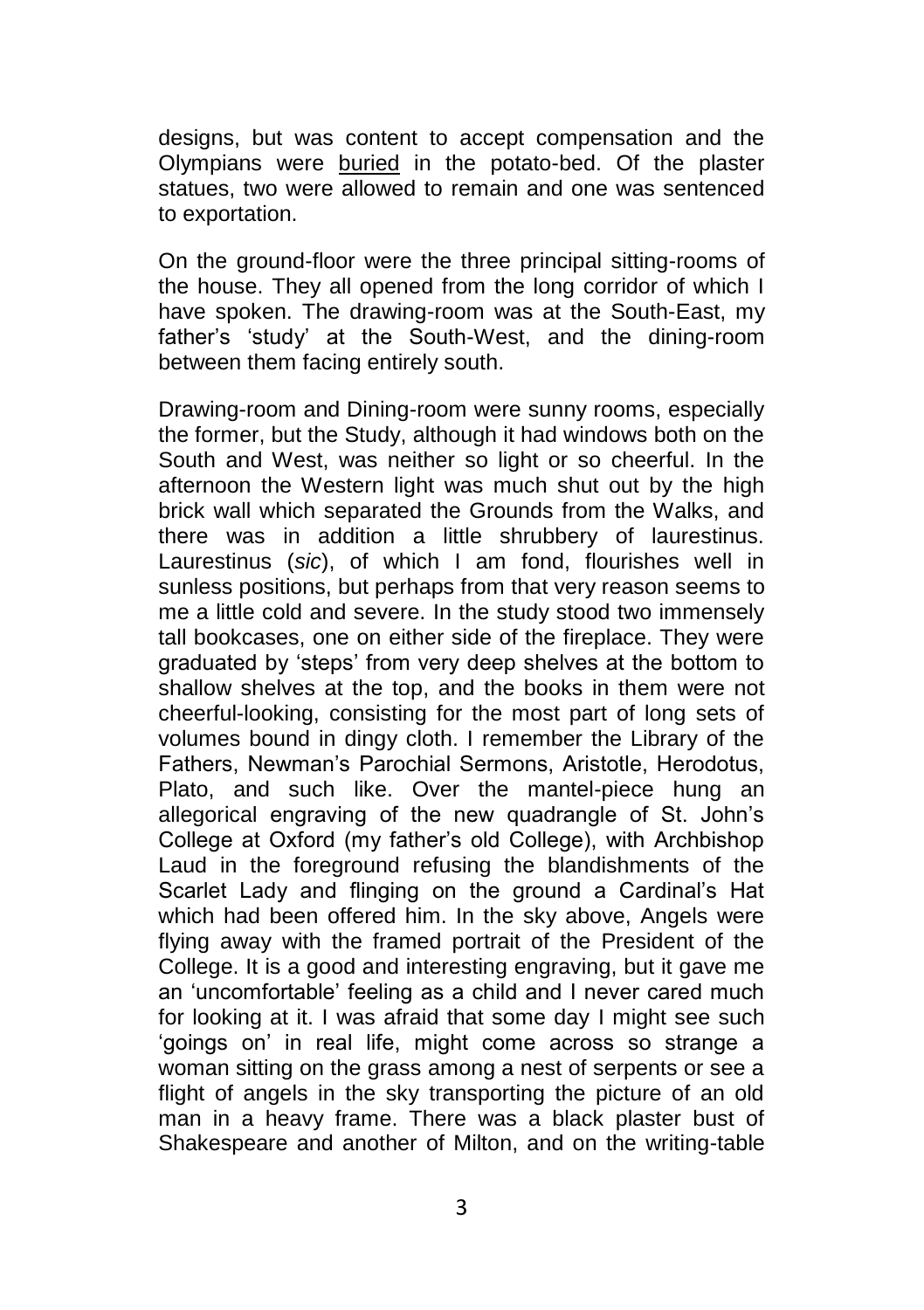designs, but was content to accept compensation and the Olympians were buried in the potato-bed. Of the plaster statues, two were allowed to remain and one was sentenced to exportation.

On the ground-floor were the three principal sitting-rooms of the house. They all opened from the long corridor of which I have spoken. The drawing-room was at the South-East, my father's 'study' at the South-West, and the dining-room between them facing entirely south.

Drawing-room and Dining-room were sunny rooms, especially the former, but the Study, although it had windows both on the South and West, was neither so light or so cheerful. In the afternoon the Western light was much shut out by the high brick wall which separated the Grounds from the Walks, and there was in addition a little shrubbery of laurestinus. Laurestinus (*sic*), of which I am fond, flourishes well in sunless positions, but perhaps from that very reason seems to me a little cold and severe. In the study stood two immensely tall bookcases, one on either side of the fireplace. They were graduated by 'steps' from very deep shelves at the bottom to shallow shelves at the top, and the books in them were not cheerful-looking, consisting for the most part of long sets of volumes bound in dingy cloth. I remember the Library of the Fathers, Newman's Parochial Sermons, Aristotle, Herodotus, Plato, and such like. Over the mantel-piece hung an allegorical engraving of the new quadrangle of St. John's College at Oxford (my father's old College), with Archbishop Laud in the foreground refusing the blandishments of the Scarlet Lady and flinging on the ground a Cardinal's Hat which had been offered him. In the sky above, Angels were flying away with the framed portrait of the President of the College. It is a good and interesting engraving, but it gave me an 'uncomfortable' feeling as a child and I never cared much for looking at it. I was afraid that some day I might see such 'goings on' in real life, might come across so strange a woman sitting on the grass among a nest of serpents or see a flight of angels in the sky transporting the picture of an old man in a heavy frame. There was a black plaster bust of Shakespeare and another of Milton, and on the writing-table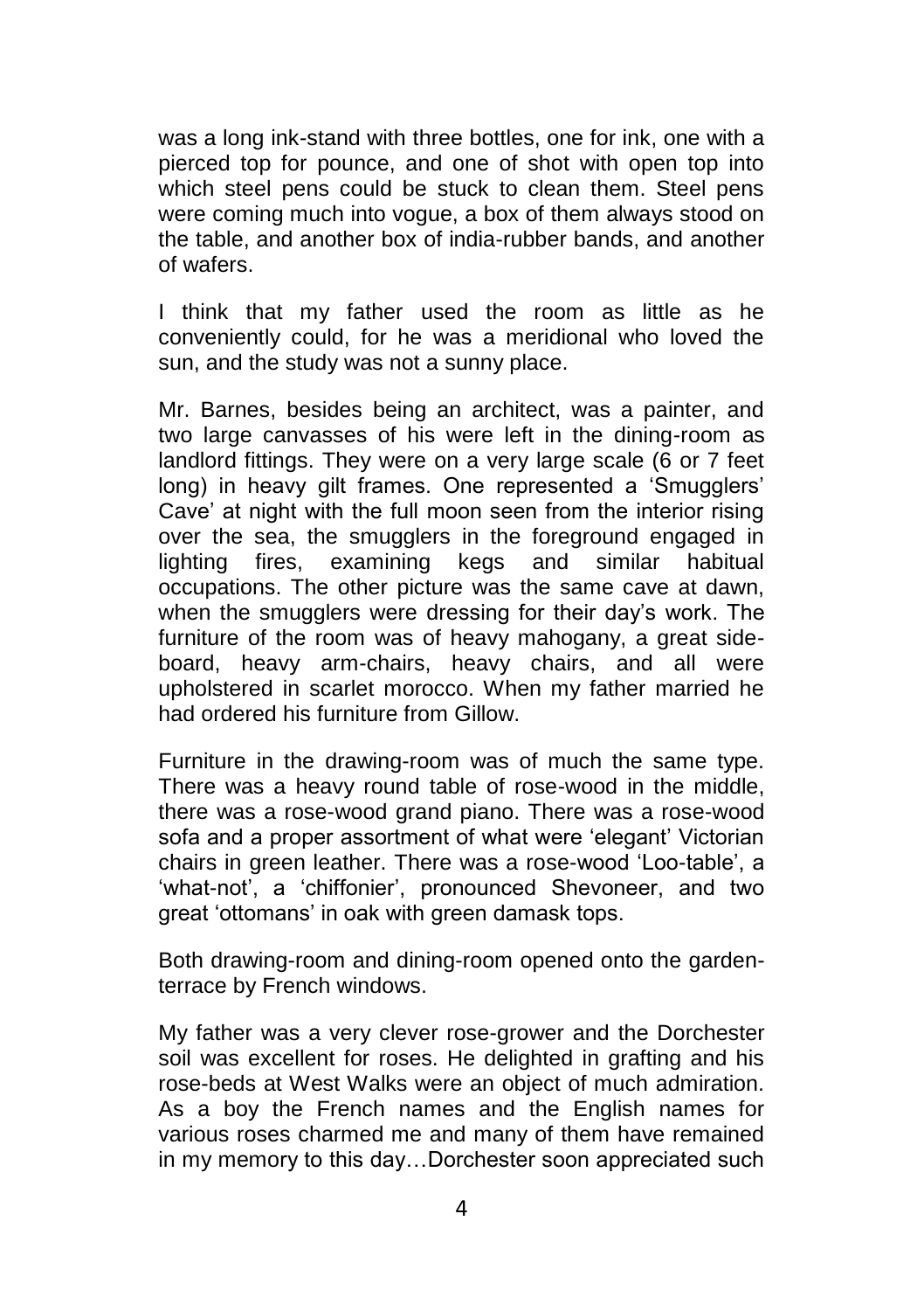was a long ink-stand with three bottles, one for ink, one with a pierced top for pounce, and one of shot with open top into which steel pens could be stuck to clean them. Steel pens were coming much into vogue, a box of them always stood on the table, and another box of india-rubber bands, and another of wafers.

I think that my father used the room as little as he conveniently could, for he was a meridional who loved the sun, and the study was not a sunny place.

Mr. Barnes, besides being an architect, was a painter, and two large canvasses of his were left in the dining-room as landlord fittings. They were on a very large scale (6 or 7 feet long) in heavy gilt frames. One represented a 'Smugglers' Cave' at night with the full moon seen from the interior rising over the sea, the smugglers in the foreground engaged in lighting fires, examining kegs and similar habitual occupations. The other picture was the same cave at dawn, when the smugglers were dressing for their day's work. The furniture of the room was of heavy mahogany, a great side-board, heavy arm-chairs, heavy chairs, and all were upholstered in scarlet morocco. When my father married he had ordered his furniture from Gillow.

Furniture in the drawing-room was of much the same type. There was a heavy round table of rose-wood in the middle, there was a rose-wood grand piano. There was a rose-wood sofa and a proper assortment of what were 'elegant' Victorian chairs in green leather. There was a rose-wood 'Loo-table', a 'what-not', a 'chiffonier', pronounced Shevoneer, and two great 'ottomans' in oak with green damask tops.

Both drawing-room and dining-room opened onto the garden-terrace by French windows.

My father was a very clever rose-grower and the Dorchester soil was excellent for roses. He delighted in grafting and his rose-beds at West Walks were an object of much admiration. As a boy the French names and the English names for various roses charmed me and many of them have remained in my memory to this day…Dorchester soon appreciated such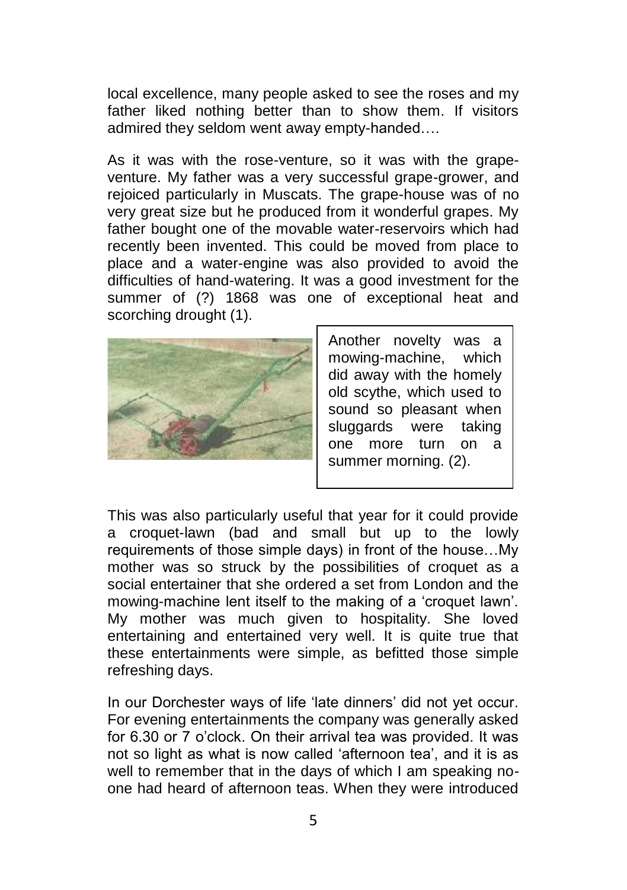local excellence, many people asked to see the roses and my father liked nothing better than to show them. If visitors admired they seldom went away empty-handed….

As it was with the rose-venture, so it was with the grape-venture. My father was a very successful grape-grower, and rejoiced particularly in Muscats. The grape-house was of no very great size but he produced from it wonderful grapes. My father bought one of the movable water-reservoirs which had recently been invented. This could be moved from place to place and a water-engine was also provided to avoid the difficulties of hand-watering. It was a good investment for the summer of (?) 1868 was one of exceptional heat and scorching drought (1).

Another novelty was a mowing-machine, which did away with the homely old scythe, which used to sound so pleasant when sluggards were taking one more turn on a summer morning. (2).

This was also particularly useful that year for it could provide a croquet-lawn (bad and small but up to the lowly requirements of those simple days) in front of the house…My mother was so struck by the possibilities of croquet as a social entertainer that she ordered a set from London and the mowing-machine lent itself to the making of a 'croquet lawn'. My mother was much given to hospitality. She loved entertaining and entertained very well. It is quite true that these entertainments were simple, as befitted those simple refreshing days.

In our Dorchester ways of life 'late dinners' did not yet occur. For evening entertainments the company was generally asked for 6.30 or 7 o'clock. On their arrival tea was provided. It was not so light as what is now called 'afternoon tea', and it is as well to remember that in the days of which I am speaking no-one had heard of afternoon teas. When they were introduced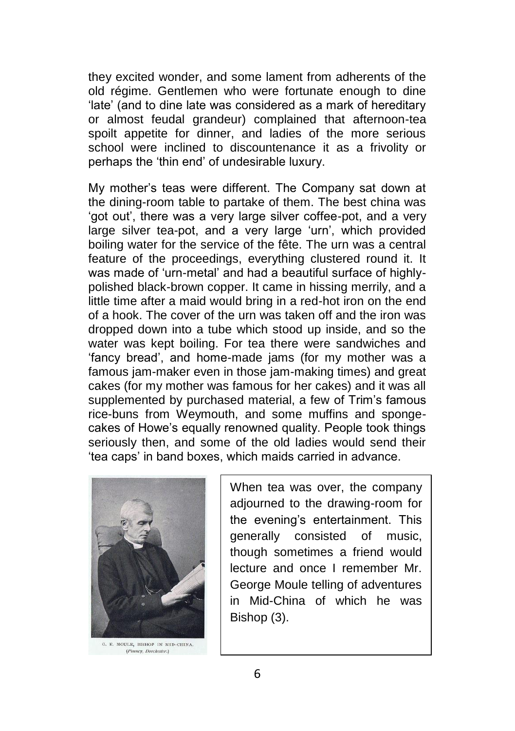they excited wonder, and some lament from adherents of the old régime. Gentlemen who were fortunate enough to dine 'late' (and to dine late was considered as a mark of hereditary or almost feudal grandeur) complained that afternoon-tea spoilt appetite for dinner, and ladies of the more serious school were inclined to discountenance it as a frivolity or perhaps the 'thin end' of undesirable luxury.

My mother's teas were different. The Company sat down at the dining-room table to partake of them. The best china was 'got out', there was a very large silver coffee-pot, and a very large silver tea-pot, and a very large 'urn', which provided boiling water for the service of the fête. The urn was a central feature of the proceedings, everything clustered round it. It was made of 'urn-metal' and had a beautiful surface of highly-polished black-brown copper. It came in hissing merrily, and a little time after a maid would bring in a red-hot iron on the end of a hook. The cover of the urn was taken off and the iron was dropped down into a tube which stood up inside, and so the water was kept boiling. For tea there were sandwiches and 'fancy bread', and home-made jams (for my mother was a famous jam-maker even in those jam-making times) and great cakes (for my mother was famous for her cakes) and it was all supplemented by purchased material, a few of Trim's famous rice-buns from Weymouth, and some muffins and sponge-cakes of Howe's equally renowned quality. People took things seriously then, and some of the old ladies would send their 'tea caps' in band boxes, which maids carried in advance.

G. E. MOULE, BISHOP IN MID-CHINA.
(*Pouncy, Dorchester.*)

When tea was over, the company adjourned to the drawing-room for the evening's entertainment. This generally consisted of music, though sometimes a friend would lecture and once I remember Mr. George Moule telling of adventures in Mid-China of which he was Bishop (3).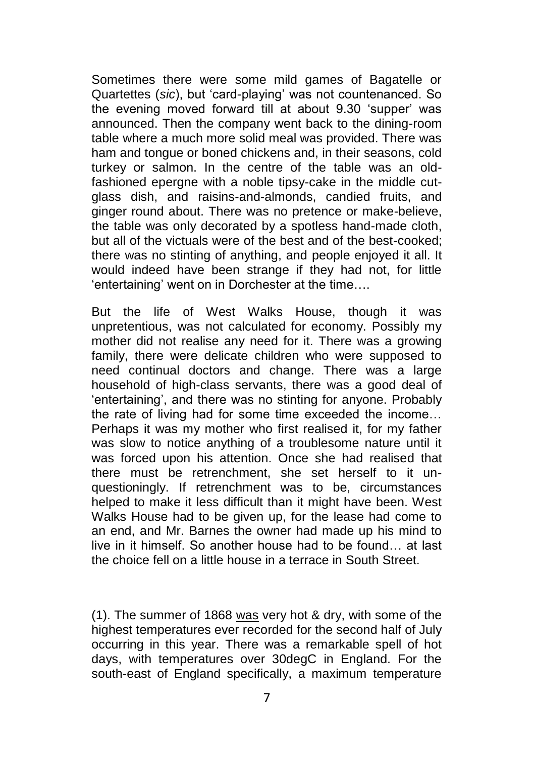Sometimes there were some mild games of Bagatelle or Quartettes (*sic*), but 'card-playing' was not countenanced. So the evening moved forward till at about 9.30 'supper' was announced. Then the company went back to the dining-room table where a much more solid meal was provided. There was ham and tongue or boned chickens and, in their seasons, cold turkey or salmon. In the centre of the table was an old-fashioned epergne with a noble tipsy-cake in the middle cut-glass dish, and raisins-and-almonds, candied fruits, and ginger round about. There was no pretence or make-believe, the table was only decorated by a spotless hand-made cloth, but all of the victuals were of the best and of the best-cooked; there was no stinting of anything, and people enjoyed it all. It would indeed have been strange if they had not, for little 'entertaining' went on in Dorchester at the time….

But the life of West Walks House, though it was unpretentious, was not calculated for economy. Possibly my mother did not realise any need for it. There was a growing family, there were delicate children who were supposed to need continual doctors and change. There was a large household of high-class servants, there was a good deal of 'entertaining', and there was no stinting for anyone. Probably the rate of living had for some time exceeded the income… Perhaps it was my mother who first realised it, for my father was slow to notice anything of a troublesome nature until it was forced upon his attention. Once she had realised that there must be retrenchment, she set herself to it un-questioningly. If retrenchment was to be, circumstances helped to make it less difficult than it might have been. West Walks House had to be given up, for the lease had come to an end, and Mr. Barnes the owner had made up his mind to live in it himself. So another house had to be found… at last the choice fell on a little house in a terrace in South Street.

(1). The summer of 1868 <u>was</u> very hot & dry, with some of the highest temperatures ever recorded for the second half of July occurring in this year. There was a remarkable spell of hot days, with temperatures over 30degC in England. For the south-east of England specifically, a maximum temperature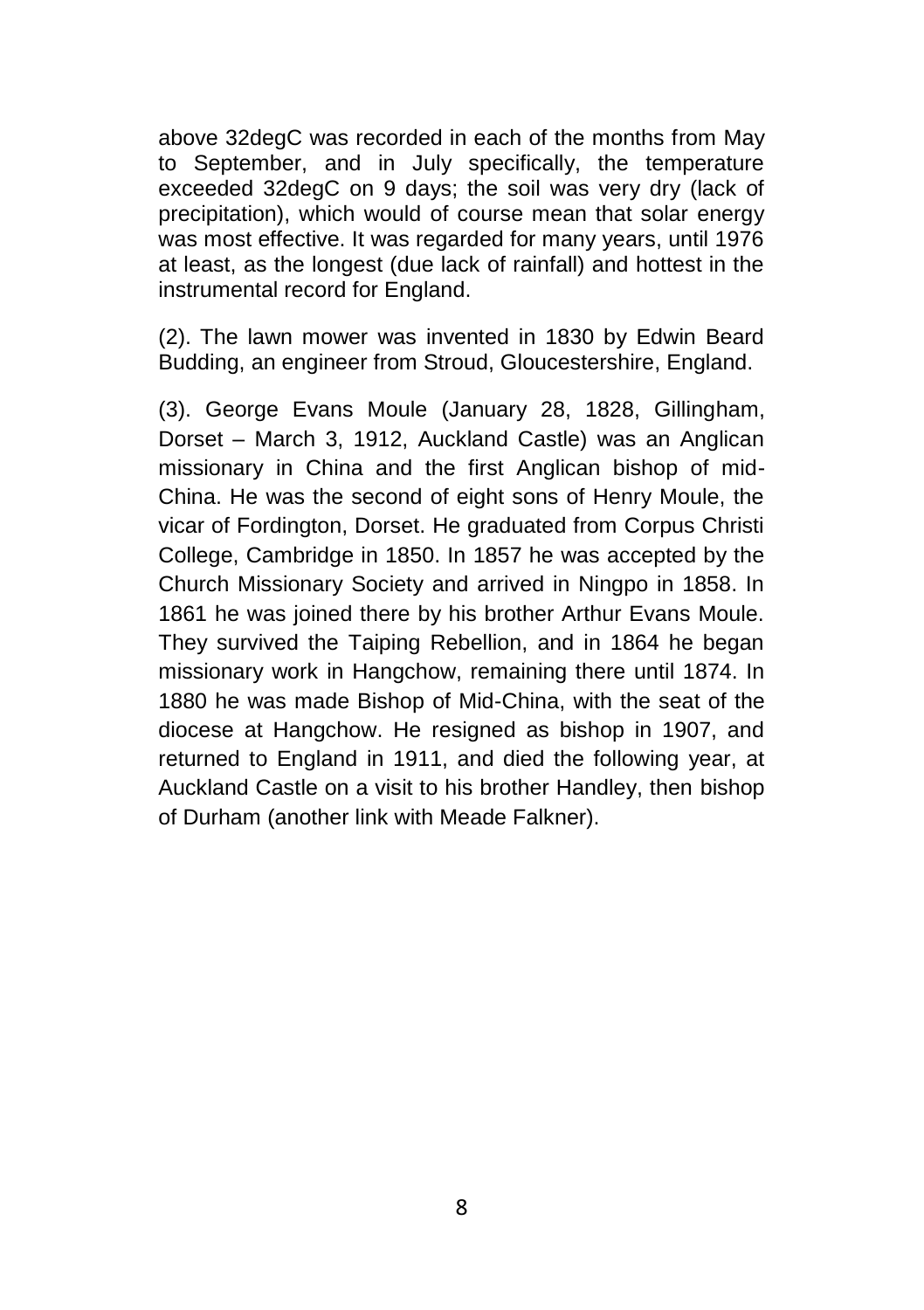above 32degC was recorded in each of the months from May to September, and in July specifically, the temperature exceeded 32degC on 9 days; the soil was very dry (lack of precipitation), which would of course mean that solar energy was most effective. It was regarded for many years, until 1976 at least, as the longest (due lack of rainfall) and hottest in the instrumental record for England.

(2). The lawn mower was invented in 1830 by Edwin Beard Budding, an engineer from Stroud, Gloucestershire, England.

(3). George Evans Moule (January 28, 1828, Gillingham, Dorset – March 3, 1912, Auckland Castle) was an Anglican missionary in China and the first Anglican bishop of mid-China. He was the second of eight sons of Henry Moule, the vicar of Fordington, Dorset. He graduated from Corpus Christi College, Cambridge in 1850. In 1857 he was accepted by the Church Missionary Society and arrived in Ningpo in 1858. In 1861 he was joined there by his brother Arthur Evans Moule. They survived the Taiping Rebellion, and in 1864 he began missionary work in Hangchow, remaining there until 1874. In 1880 he was made Bishop of Mid-China, with the seat of the diocese at Hangchow. He resigned as bishop in 1907, and returned to England in 1911, and died the following year, at Auckland Castle on a visit to his brother Handley, then bishop of Durham (another link with Meade Falkner).